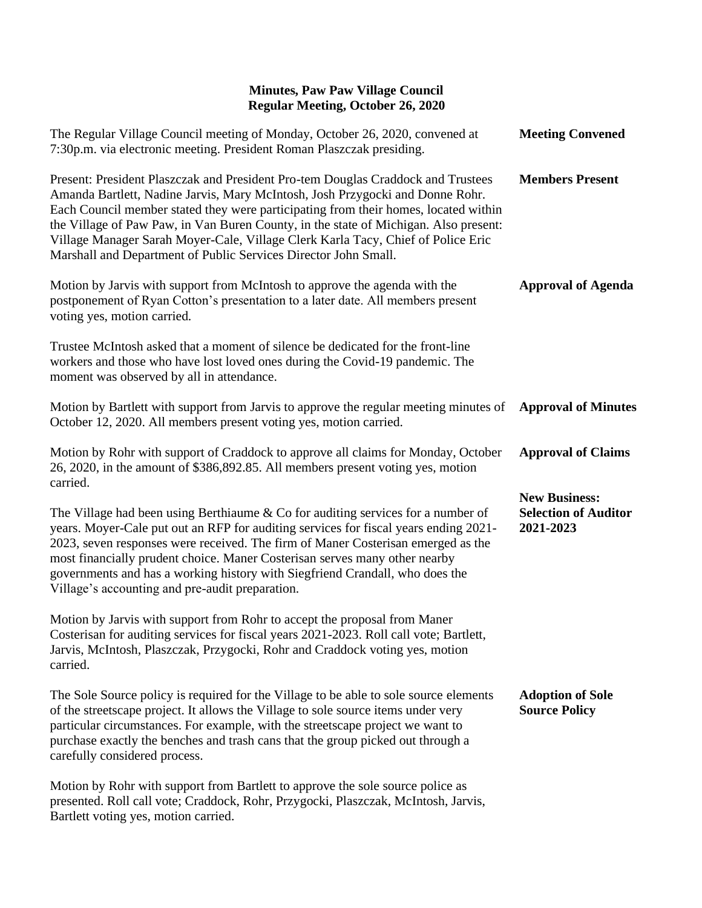# Minutes, Paw Paw Village Council
## Regular Meeting, October 26, 2020

**Meeting Convened**

The Regular Village Council meeting of Monday, October 26, 2020, convened at 7:30p.m. via electronic meeting. President Roman Plaszczak presiding.

**Members Present**

Present: President Plaszczak and President Pro-tem Douglas Craddock and Trustees Amanda Bartlett, Nadine Jarvis, Mary McIntosh, Josh Przygocki and Donne Rohr. Each Council member stated they were participating from their homes, located within the Village of Paw Paw, in Van Buren County, in the state of Michigan. Also present: Village Manager Sarah Moyer-Cale, Village Clerk Karla Tacy, Chief of Police Eric Marshall and Department of Public Services Director John Small.

**Approval of Agenda**

Motion by Jarvis with support from McIntosh to approve the agenda with the postponement of Ryan Cotton's presentation to a later date. All members present voting yes, motion carried.

Trustee McIntosh asked that a moment of silence be dedicated for the front-line workers and those who have lost loved ones during the Covid-19 pandemic. The moment was observed by all in attendance.

**Approval of Minutes**

Motion by Bartlett with support from Jarvis to approve the regular meeting minutes of October 12, 2020. All members present voting yes, motion carried.

**Approval of Claims**

Motion by Rohr with support of Craddock to approve all claims for Monday, October 26, 2020, in the amount of $386,892.85. All members present voting yes, motion carried.

**New Business: Selection of Auditor 2021-2023**

The Village had been using Berthiaume & Co for auditing services for a number of years. Moyer-Cale put out an RFP for auditing services for fiscal years ending 2021-2023, seven responses were received. The firm of Maner Costerisan emerged as the most financially prudent choice. Maner Costerisan serves many other nearby governments and has a working history with Siegfriend Crandall, who does the Village's accounting and pre-audit preparation.

Motion by Jarvis with support from Rohr to accept the proposal from Maner Costerisan for auditing services for fiscal years 2021-2023. Roll call vote; Bartlett, Jarvis, McIntosh, Plaszczak, Przygocki, Rohr and Craddock voting yes, motion carried.

**Adoption of Sole Source Policy**

The Sole Source policy is required for the Village to be able to sole source elements of the streetscape project. It allows the Village to sole source items under very particular circumstances. For example, with the streetscape project we want to purchase exactly the benches and trash cans that the group picked out through a carefully considered process.

Motion by Rohr with support from Bartlett to approve the sole source police as presented. Roll call vote; Craddock, Rohr, Przygocki, Plaszczak, McIntosh, Jarvis, Bartlett voting yes, motion carried.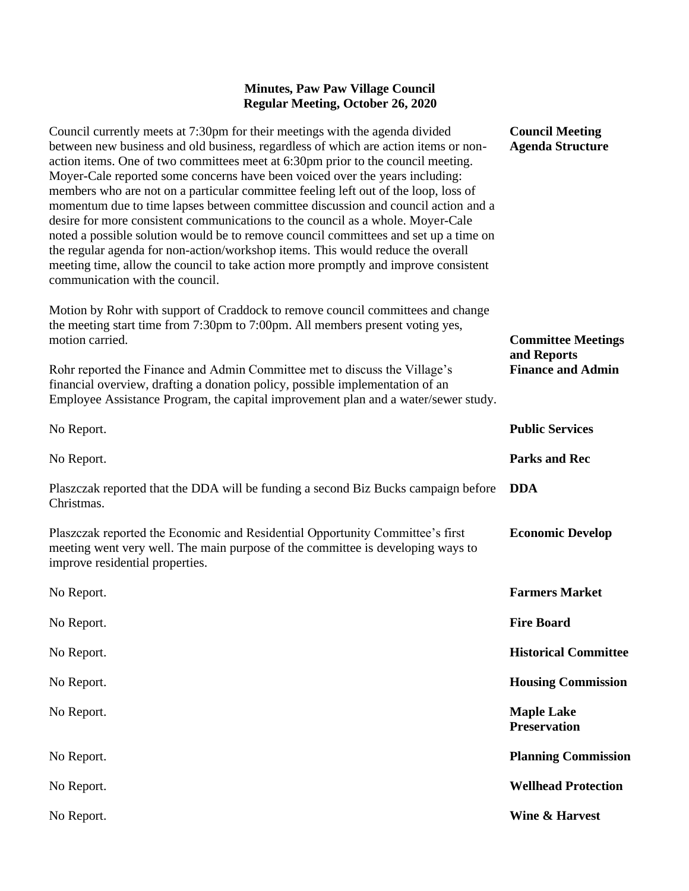**Minutes, Paw Paw Village Council**
**Regular Meeting, October 26, 2020**

**Council Meeting Agenda Structure**

Council currently meets at 7:30pm for their meetings with the agenda divided between new business and old business, regardless of which are action items or non-action items. One of two committees meet at 6:30pm prior to the council meeting. Moyer-Cale reported some concerns have been voiced over the years including: members who are not on a particular committee feeling left out of the loop, loss of momentum due to time lapses between committee discussion and council action and a desire for more consistent communications to the council as a whole. Moyer-Cale noted a possible solution would be to remove council committees and set up a time on the regular agenda for non-action/workshop items. This would reduce the overall meeting time, allow the council to take action more promptly and improve consistent communication with the council.

Motion by Rohr with support of Craddock to remove council committees and change the meeting start time from 7:30pm to 7:00pm. All members present voting yes, motion carried.

**Committee Meetings and Reports**

**Finance and Admin**

Rohr reported the Finance and Admin Committee met to discuss the Village's financial overview, drafting a donation policy, possible implementation of an Employee Assistance Program, the capital improvement plan and a water/sewer study.

**Public Services**

No Report.

**Parks and Rec**

No Report.

**DDA**

Plaszczak reported that the DDA will be funding a second Biz Bucks campaign before Christmas.

**Economic Develop**

Plaszczak reported the Economic and Residential Opportunity Committee's first meeting went very well. The main purpose of the committee is developing ways to improve residential properties.

**Farmers Market**

No Report.

**Fire Board**

No Report.

**Historical Committee**

No Report.

**Housing Commission**

No Report.

**Maple Lake Preservation**

No Report.

**Planning Commission**

No Report.

**Wellhead Protection**

No Report.

**Wine & Harvest**

No Report.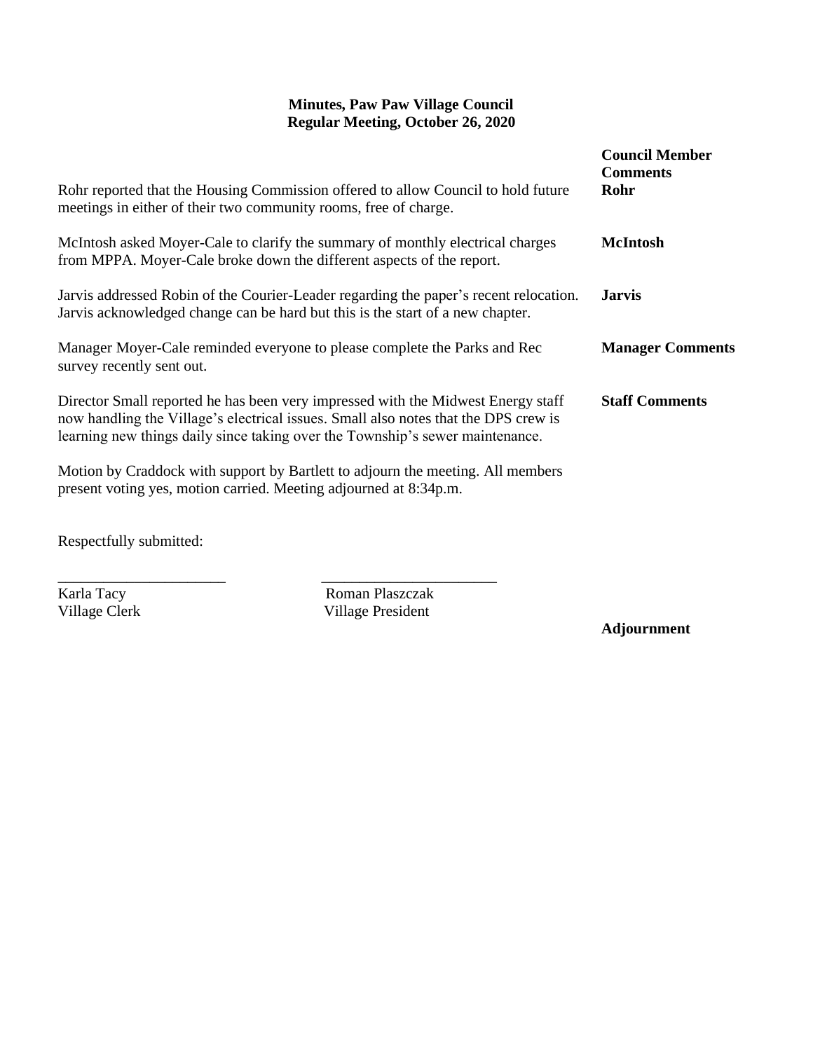**Minutes, Paw Paw Village Council**
**Regular Meeting, October 26, 2020**

**Council Member Comments**

**Rohr**

Rohr reported that the Housing Commission offered to allow Council to hold future meetings in either of their two community rooms, free of charge.

**McIntosh**

McIntosh asked Moyer-Cale to clarify the summary of monthly electrical charges from MPPA. Moyer-Cale broke down the different aspects of the report.

**Jarvis**

Jarvis addressed Robin of the Courier-Leader regarding the paper's recent relocation. Jarvis acknowledged change can be hard but this is the start of a new chapter.

**Manager Comments**

Manager Moyer-Cale reminded everyone to please complete the Parks and Rec survey recently sent out.

**Staff Comments**

Director Small reported he has been very impressed with the Midwest Energy staff now handling the Village's electrical issues. Small also notes that the DPS crew is learning new things daily since taking over the Township's sewer maintenance.

**Adjournment**

Motion by Craddock with support by Bartlett to adjourn the meeting. All members present voting yes, motion carried. Meeting adjourned at 8:34p.m.

Respectfully submitted:

______________________ ______________________

Karla Tacy — Village Clerk

Roman Plaszczak — Village President